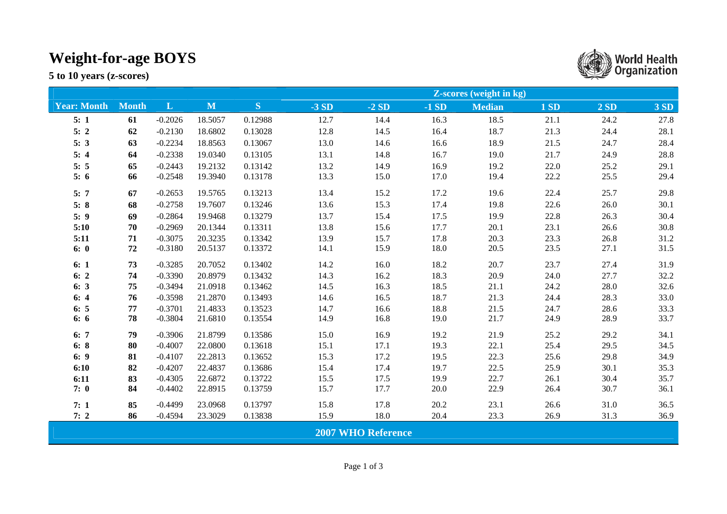# Weight-for-age BOYS

**5 to 10 years (z-scores)**

| Year: Month | Month | L | M | S | Z-scores (weight in kg) | | | | | | |
|---|---|---|---|---|---|---|---|---|---|---|---|
| | | | | | -3 SD | -2 SD | -1 SD | Median | 1 SD | 2 SD | 3 SD |
| **5: 1** | **61** | -0.2026 | 18.5057 | 0.12988 | 12.7 | 14.4 | 16.3 | 18.5 | 21.1 | 24.2 | 27.8 |
| **5: 2** | **62** | -0.2130 | 18.6802 | 0.13028 | 12.8 | 14.5 | 16.4 | 18.7 | 21.3 | 24.4 | 28.1 |
| **5: 3** | **63** | -0.2234 | 18.8563 | 0.13067 | 13.0 | 14.6 | 16.6 | 18.9 | 21.5 | 24.7 | 28.4 |
| **5: 4** | **64** | -0.2338 | 19.0340 | 0.13105 | 13.1 | 14.8 | 16.7 | 19.0 | 21.7 | 24.9 | 28.8 |
| **5: 5** | **65** | -0.2443 | 19.2132 | 0.13142 | 13.2 | 14.9 | 16.9 | 19.2 | 22.0 | 25.2 | 29.1 |
| **5: 6** | **66** | -0.2548 | 19.3940 | 0.13178 | 13.3 | 15.0 | 17.0 | 19.4 | 22.2 | 25.5 | 29.4 |
| **5: 7** | **67** | -0.2653 | 19.5765 | 0.13213 | 13.4 | 15.2 | 17.2 | 19.6 | 22.4 | 25.7 | 29.8 |
| **5: 8** | **68** | -0.2758 | 19.7607 | 0.13246 | 13.6 | 15.3 | 17.4 | 19.8 | 22.6 | 26.0 | 30.1 |
| **5: 9** | **69** | -0.2864 | 19.9468 | 0.13279 | 13.7 | 15.4 | 17.5 | 19.9 | 22.8 | 26.3 | 30.4 |
| **5:10** | **70** | -0.2969 | 20.1344 | 0.13311 | 13.8 | 15.6 | 17.7 | 20.1 | 23.1 | 26.6 | 30.8 |
| **5:11** | **71** | -0.3075 | 20.3235 | 0.13342 | 13.9 | 15.7 | 17.8 | 20.3 | 23.3 | 26.8 | 31.2 |
| **6: 0** | **72** | -0.3180 | 20.5137 | 0.13372 | 14.1 | 15.9 | 18.0 | 20.5 | 23.5 | 27.1 | 31.5 |
| **6: 1** | **73** | -0.3285 | 20.7052 | 0.13402 | 14.2 | 16.0 | 18.2 | 20.7 | 23.7 | 27.4 | 31.9 |
| **6: 2** | **74** | -0.3390 | 20.8979 | 0.13432 | 14.3 | 16.2 | 18.3 | 20.9 | 24.0 | 27.7 | 32.2 |
| **6: 3** | **75** | -0.3494 | 21.0918 | 0.13462 | 14.5 | 16.3 | 18.5 | 21.1 | 24.2 | 28.0 | 32.6 |
| **6: 4** | **76** | -0.3598 | 21.2870 | 0.13493 | 14.6 | 16.5 | 18.7 | 21.3 | 24.4 | 28.3 | 33.0 |
| **6: 5** | **77** | -0.3701 | 21.4833 | 0.13523 | 14.7 | 16.6 | 18.8 | 21.5 | 24.7 | 28.6 | 33.3 |
| **6: 6** | **78** | -0.3804 | 21.6810 | 0.13554 | 14.9 | 16.8 | 19.0 | 21.7 | 24.9 | 28.9 | 33.7 |
| **6: 7** | **79** | -0.3906 | 21.8799 | 0.13586 | 15.0 | 16.9 | 19.2 | 21.9 | 25.2 | 29.2 | 34.1 |
| **6: 8** | **80** | -0.4007 | 22.0800 | 0.13618 | 15.1 | 17.1 | 19.3 | 22.1 | 25.4 | 29.5 | 34.5 |
| **6: 9** | **81** | -0.4107 | 22.2813 | 0.13652 | 15.3 | 17.2 | 19.5 | 22.3 | 25.6 | 29.8 | 34.9 |
| **6:10** | **82** | -0.4207 | 22.4837 | 0.13686 | 15.4 | 17.4 | 19.7 | 22.5 | 25.9 | 30.1 | 35.3 |
| **6:11** | **83** | -0.4305 | 22.6872 | 0.13722 | 15.5 | 17.5 | 19.9 | 22.7 | 26.1 | 30.4 | 35.7 |
| **7: 0** | **84** | -0.4402 | 22.8915 | 0.13759 | 15.7 | 17.7 | 20.0 | 22.9 | 26.4 | 30.7 | 36.1 |
| **7: 1** | **85** | -0.4499 | 23.0968 | 0.13797 | 15.8 | 17.8 | 20.2 | 23.1 | 26.6 | 31.0 | 36.5 |
| **7: 2** | **86** | -0.4594 | 23.3029 | 0.13838 | 15.9 | 18.0 | 20.4 | 23.3 | 26.9 | 31.3 | 36.9 |

**2007 WHO Reference**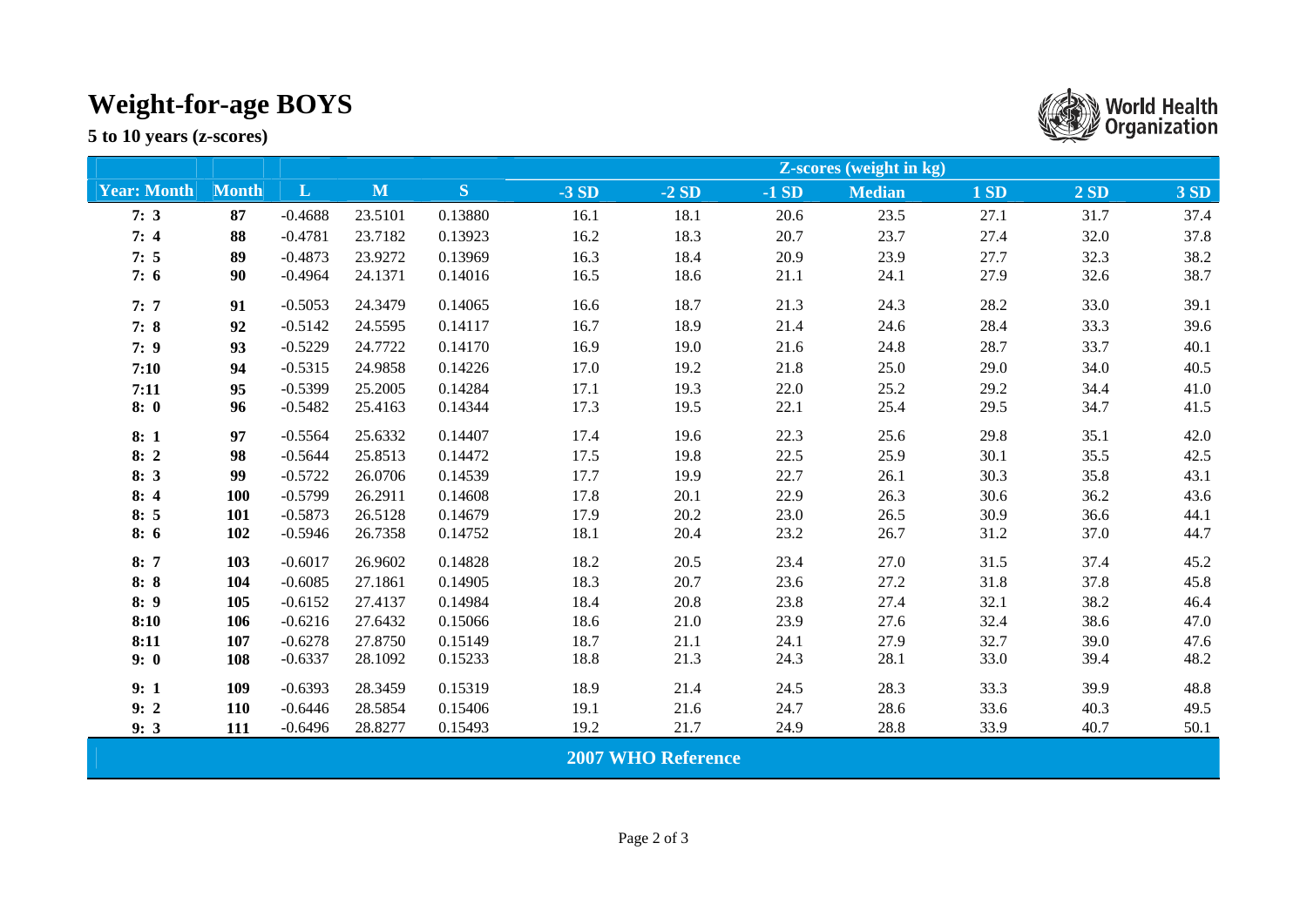# Weight-for-age BOYS

**5 to 10 years (z-scores)**

World Health Organization

| Year: Month | Month | L | M | S | Z-scores (weight in kg) | | | | | | |
|---|---|---|---|---|---|---|---|---|---|---|---|
| | | | | | -3 SD | -2 SD | -1 SD | Median | 1 SD | 2 SD | 3 SD |
| 7: 3 | 87 | -0.4688 | 23.5101 | 0.13880 | 16.1 | 18.1 | 20.6 | 23.5 | 27.1 | 31.7 | 37.4 |
| 7: 4 | 88 | -0.4781 | 23.7182 | 0.13923 | 16.2 | 18.3 | 20.7 | 23.7 | 27.4 | 32.0 | 37.8 |
| 7: 5 | 89 | -0.4873 | 23.9272 | 0.13969 | 16.3 | 18.4 | 20.9 | 23.9 | 27.7 | 32.3 | 38.2 |
| 7: 6 | 90 | -0.4964 | 24.1371 | 0.14016 | 16.5 | 18.6 | 21.1 | 24.1 | 27.9 | 32.6 | 38.7 |
| 7: 7 | 91 | -0.5053 | 24.3479 | 0.14065 | 16.6 | 18.7 | 21.3 | 24.3 | 28.2 | 33.0 | 39.1 |
| 7: 8 | 92 | -0.5142 | 24.5595 | 0.14117 | 16.7 | 18.9 | 21.4 | 24.6 | 28.4 | 33.3 | 39.6 |
| 7: 9 | 93 | -0.5229 | 24.7722 | 0.14170 | 16.9 | 19.0 | 21.6 | 24.8 | 28.7 | 33.7 | 40.1 |
| 7:10 | 94 | -0.5315 | 24.9858 | 0.14226 | 17.0 | 19.2 | 21.8 | 25.0 | 29.0 | 34.0 | 40.5 |
| 7:11 | 95 | -0.5399 | 25.2005 | 0.14284 | 17.1 | 19.3 | 22.0 | 25.2 | 29.2 | 34.4 | 41.0 |
| 8: 0 | 96 | -0.5482 | 25.4163 | 0.14344 | 17.3 | 19.5 | 22.1 | 25.4 | 29.5 | 34.7 | 41.5 |
| 8: 1 | 97 | -0.5564 | 25.6332 | 0.14407 | 17.4 | 19.6 | 22.3 | 25.6 | 29.8 | 35.1 | 42.0 |
| 8: 2 | 98 | -0.5644 | 25.8513 | 0.14472 | 17.5 | 19.8 | 22.5 | 25.9 | 30.1 | 35.5 | 42.5 |
| 8: 3 | 99 | -0.5722 | 26.0706 | 0.14539 | 17.7 | 19.9 | 22.7 | 26.1 | 30.3 | 35.8 | 43.1 |
| 8: 4 | 100 | -0.5799 | 26.2911 | 0.14608 | 17.8 | 20.1 | 22.9 | 26.3 | 30.6 | 36.2 | 43.6 |
| 8: 5 | 101 | -0.5873 | 26.5128 | 0.14679 | 17.9 | 20.2 | 23.0 | 26.5 | 30.9 | 36.6 | 44.1 |
| 8: 6 | 102 | -0.5946 | 26.7358 | 0.14752 | 18.1 | 20.4 | 23.2 | 26.7 | 31.2 | 37.0 | 44.7 |
| 8: 7 | 103 | -0.6017 | 26.9602 | 0.14828 | 18.2 | 20.5 | 23.4 | 27.0 | 31.5 | 37.4 | 45.2 |
| 8: 8 | 104 | -0.6085 | 27.1861 | 0.14905 | 18.3 | 20.7 | 23.6 | 27.2 | 31.8 | 37.8 | 45.8 |
| 8: 9 | 105 | -0.6152 | 27.4137 | 0.14984 | 18.4 | 20.8 | 23.8 | 27.4 | 32.1 | 38.2 | 46.4 |
| 8:10 | 106 | -0.6216 | 27.6432 | 0.15066 | 18.6 | 21.0 | 23.9 | 27.6 | 32.4 | 38.6 | 47.0 |
| 8:11 | 107 | -0.6278 | 27.8750 | 0.15149 | 18.7 | 21.1 | 24.1 | 27.9 | 32.7 | 39.0 | 47.6 |
| 9: 0 | 108 | -0.6337 | 28.1092 | 0.15233 | 18.8 | 21.3 | 24.3 | 28.1 | 33.0 | 39.4 | 48.2 |
| 9: 1 | 109 | -0.6393 | 28.3459 | 0.15319 | 18.9 | 21.4 | 24.5 | 28.3 | 33.3 | 39.9 | 48.8 |
| 9: 2 | 110 | -0.6446 | 28.5854 | 0.15406 | 19.1 | 21.6 | 24.7 | 28.6 | 33.6 | 40.3 | 49.5 |
| 9: 3 | 111 | -0.6496 | 28.8277 | 0.15493 | 19.2 | 21.7 | 24.9 | 28.8 | 33.9 | 40.7 | 50.1 |

**2007 WHO Reference**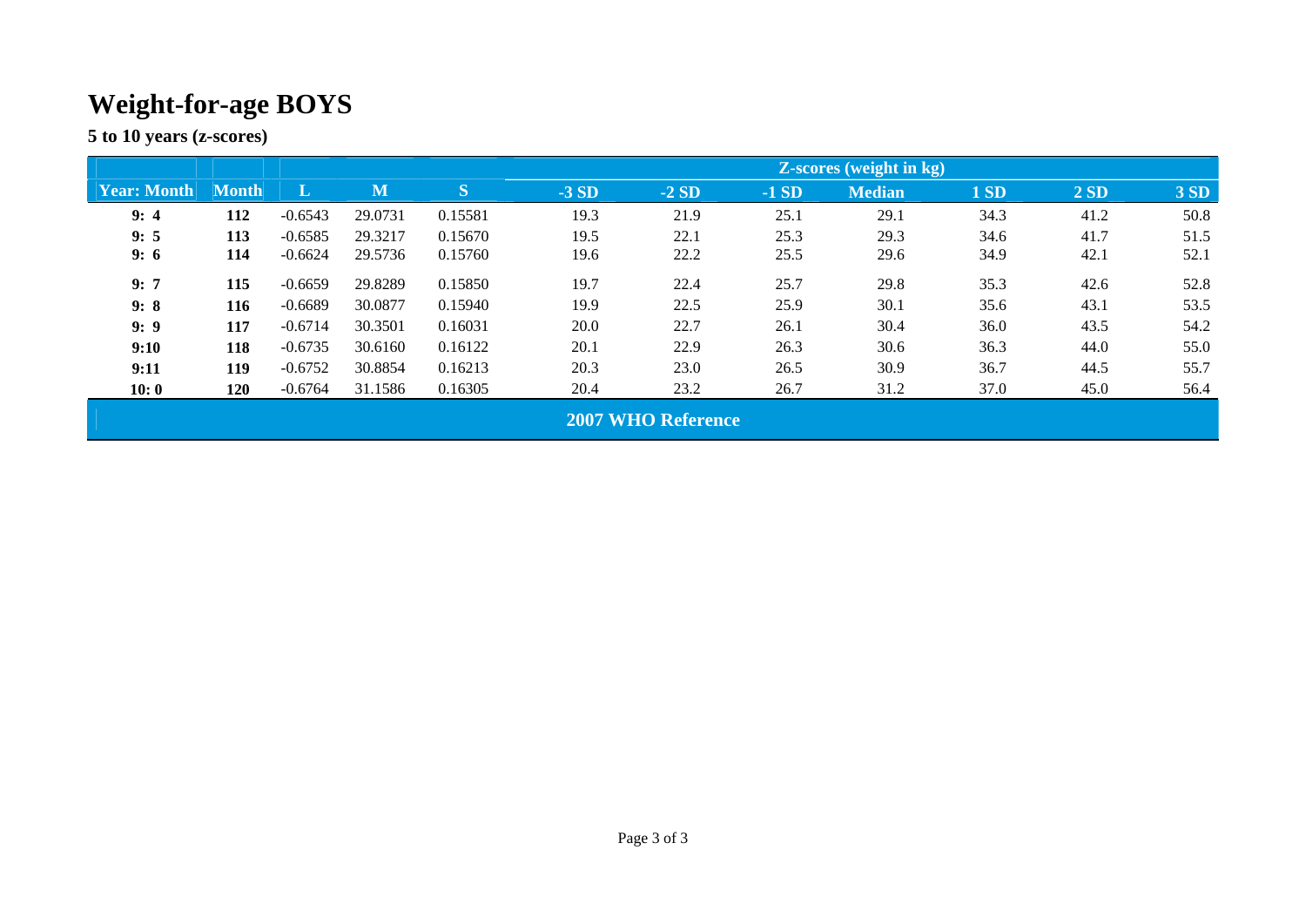# Weight-for-age BOYS

**5 to 10 years (z-scores)**

| | | | | | Z-scores (weight in kg) | | | | | | |
|---|---|---|---|---|---|---|---|---|---|---|---|
| **Year: Month** | **Month** | **L** | **M** | **S** | **-3 SD** | **-2 SD** | **-1 SD** | **Median** | **1 SD** | **2 SD** | **3 SD** |
| **9: 4** | **112** | -0.6543 | 29.0731 | 0.15581 | 19.3 | 21.9 | 25.1 | 29.1 | 34.3 | 41.2 | 50.8 |
| **9: 5** | **113** | -0.6585 | 29.3217 | 0.15670 | 19.5 | 22.1 | 25.3 | 29.3 | 34.6 | 41.7 | 51.5 |
| **9: 6** | **114** | -0.6624 | 29.5736 | 0.15760 | 19.6 | 22.2 | 25.5 | 29.6 | 34.9 | 42.1 | 52.1 |
| **9: 7** | **115** | -0.6659 | 29.8289 | 0.15850 | 19.7 | 22.4 | 25.7 | 29.8 | 35.3 | 42.6 | 52.8 |
| **9: 8** | **116** | -0.6689 | 30.0877 | 0.15940 | 19.9 | 22.5 | 25.9 | 30.1 | 35.6 | 43.1 | 53.5 |
| **9: 9** | **117** | -0.6714 | 30.3501 | 0.16031 | 20.0 | 22.7 | 26.1 | 30.4 | 36.0 | 43.5 | 54.2 |
| **9:10** | **118** | -0.6735 | 30.6160 | 0.16122 | 20.1 | 22.9 | 26.3 | 30.6 | 36.3 | 44.0 | 55.0 |
| **9:11** | **119** | -0.6752 | 30.8854 | 0.16213 | 20.3 | 23.0 | 26.5 | 30.9 | 36.7 | 44.5 | 55.7 |
| **10: 0** | **120** | -0.6764 | 31.1586 | 0.16305 | 20.4 | 23.2 | 26.7 | 31.2 | 37.0 | 45.0 | 56.4 |

**2007 WHO Reference**